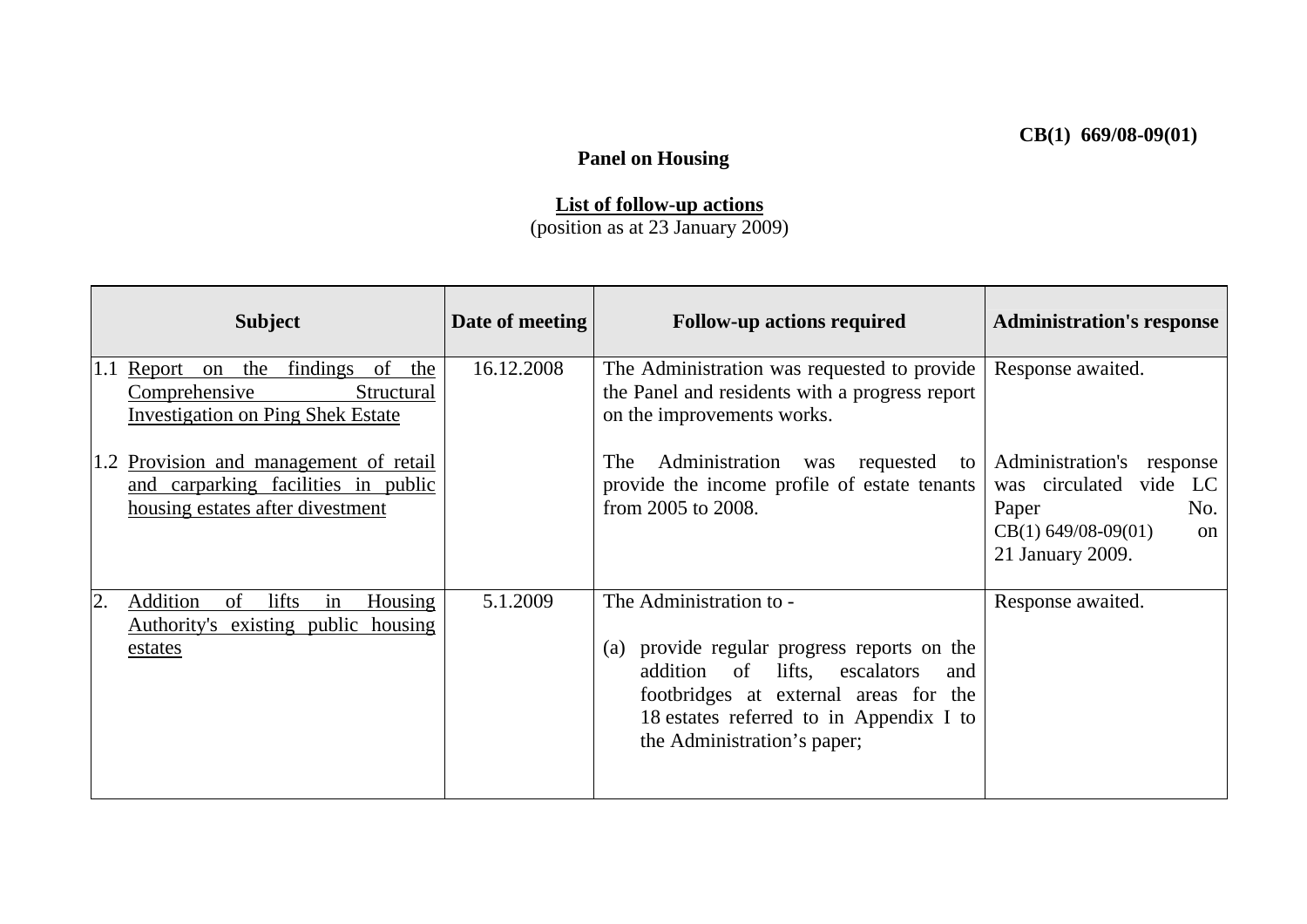**CB(1) 669/08-09(01)**

**Panel on Housing**

**List of follow-up actions**
(position as at 23 January 2009)

| Subject | Date of meeting | Follow-up actions required | Administration's response |
|---|---|---|---|
| 1.1 Report on the findings of the Comprehensive Structural Investigation on Ping Shek Estate | 16.12.2008 | The Administration was requested to provide the Panel and residents with a progress report on the improvements works. | Response awaited. |
| 1.2 Provision and management of retail and carparking facilities in public housing estates after divestment | | The Administration was requested to provide the income profile of estate tenants from 2005 to 2008. | Administration's response was circulated vide LC Paper No. CB(1) 649/08-09(01) on 21 January 2009. |
| 2. Addition of lifts in Housing Authority's existing public housing estates | 5.1.2009 | The Administration to -<br><br>(a) provide regular progress reports on the addition of lifts, escalators and footbridges at external areas for the 18 estates referred to in Appendix I to the Administration's paper; | Response awaited. |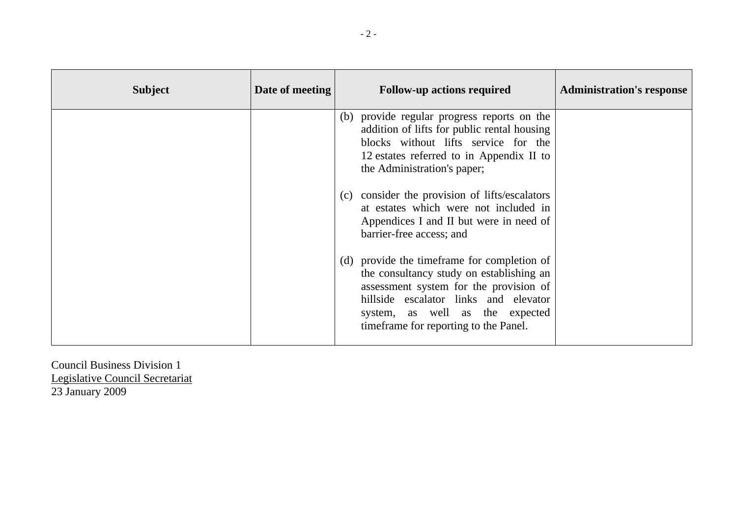| Subject | Date of meeting | Follow-up actions required | Administration's response |
|---|---|---|---|
| | | (b) provide regular progress reports on the addition of lifts for public rental housing blocks without lifts service for the 12 estates referred to in Appendix II to the Administration's paper;<br><br>(c) consider the provision of lifts/escalators at estates which were not included in Appendices I and II but were in need of barrier-free access; and<br><br>(d) provide the timeframe for completion of the consultancy study on establishing an assessment system for the provision of hillside escalator links and elevator system, as well as the expected timeframe for reporting to the Panel. | |

Council Business Division 1
Legislative Council Secretariat
23 January 2009